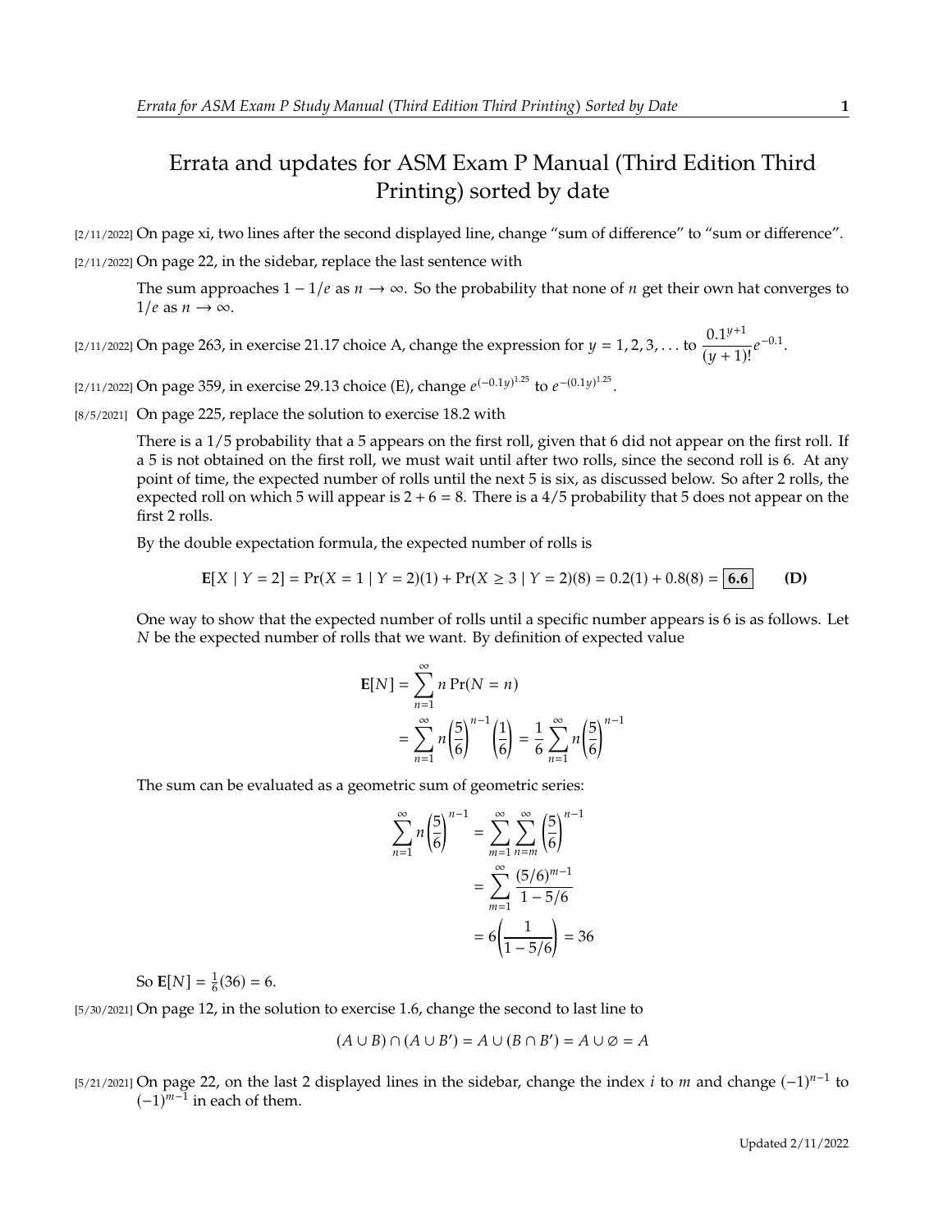# Errata and updates for ASM Exam P Manual (Third Edition Third Printing) sorted by date

[2/11/2022] On page xi, two lines after the second displayed line, change "sum of difference" to "sum or difference".

[2/11/2022] On page 22, in the sidebar, replace the last sentence with

> The sum approaches $1 - 1/e$ as $n \to \infty$. So the probability that none of $n$ get their own hat converges to $1/e$ as $n \to \infty$.

[2/11/2022] On page 263, in exercise 21.17 choice A, change the expression for $y = 1, 2, 3, \ldots$ to $\dfrac{0.1^{y+1}}{(y+1)!}e^{-0.1}$.

[2/11/2022] On page 359, in exercise 29.13 choice (E), change $e^{(-0.1y)^{1.25}}$ to $e^{-(0.1y)^{1.25}}$.

[8/5/2021] On page 225, replace the solution to exercise 18.2 with

> There is a 1/5 probability that a 5 appears on the first roll, given that 6 did not appear on the first roll. If a 5 is not obtained on the first roll, we must wait until after two rolls, since the second roll is 6. At any point of time, the expected number of rolls until the next 5 is six, as discussed below. So after 2 rolls, the expected roll on which 5 will appear is $2 + 6 = 8$. There is a 4/5 probability that 5 does not appear on the first 2 rolls.
>
> By the double expectation formula, the expected number of rolls is
>
> $$\mathbf{E}[X \mid Y = 2] = \Pr(X = 1 \mid Y = 2)(1) + \Pr(X \geq 3 \mid Y = 2)(8) = 0.2(1) + 0.8(8) = \boxed{\mathbf{6.6}} \qquad \textbf{(D)}$$
>
> One way to show that the expected number of rolls until a specific number appears is 6 is as follows. Let $N$ be the expected number of rolls that we want. By definition of expected value
>
> $$\begin{aligned} \mathbf{E}[N] &= \sum_{n=1}^{\infty} n \Pr(N = n) \\ &= \sum_{n=1}^{\infty} n \left(\frac{5}{6}\right)^{n-1}\left(\frac{1}{6}\right) = \frac{1}{6}\sum_{n=1}^{\infty} n \left(\frac{5}{6}\right)^{n-1} \end{aligned}$$
>
> The sum can be evaluated as a geometric sum of geometric series:
>
> $$\begin{aligned} \sum_{n=1}^{\infty} n \left(\frac{5}{6}\right)^{n-1} &= \sum_{m=1}^{\infty}\sum_{n=m}^{\infty}\left(\frac{5}{6}\right)^{n-1} \\ &= \sum_{m=1}^{\infty}\frac{(5/6)^{m-1}}{1 - 5/6} \\ &= 6\left(\frac{1}{1 - 5/6}\right) = 36 \end{aligned}$$
>
> So $\mathbf{E}[N] = \frac{1}{6}(36) = 6$.

[5/30/2021] On page 12, in the solution to exercise 1.6, change the second to last line to

$$(A \cup B) \cap (A \cup B') = A \cup (B \cap B') = A \cup \varnothing = A$$

[5/21/2021] On page 22, on the last 2 displayed lines in the sidebar, change the index $i$ to $m$ and change $(-1)^{n-1}$ to $(-1)^{m-1}$ in each of them.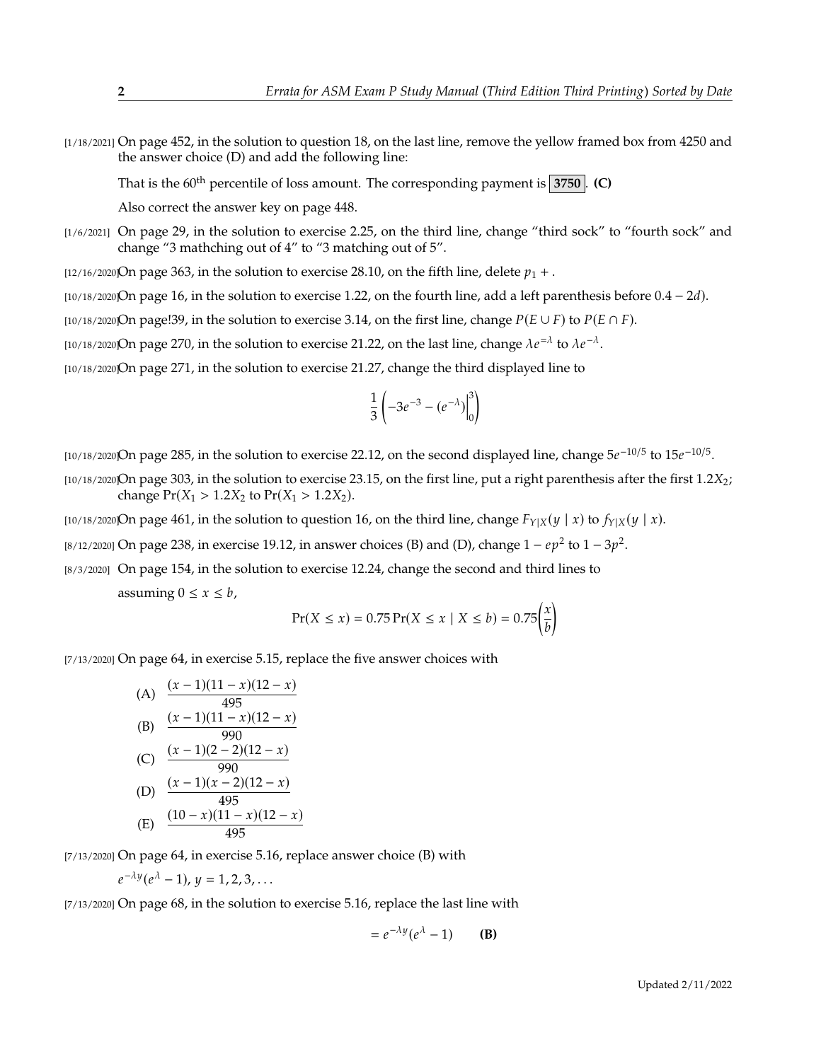[1/18/2021] On page 452, in the solution to question 18, on the last line, remove the yellow framed box from 4250 and the answer choice (D) and add the following line:

That is the 60th percentile of loss amount. The corresponding payment is **3750**. **(C)**

Also correct the answer key on page 448.

[1/6/2021] On page 29, in the solution to exercise 2.25, on the third line, change "third sock" to "fourth sock" and change "3 mathching out of 4" to "3 matching out of 5".

[12/16/2020] On page 363, in the solution to exercise 28.10, on the fifth line, delete $p_1 +$.

[10/18/2020] On page 16, in the solution to exercise 1.22, on the fourth line, add a left parenthesis before $0.4 - 2d$).

[10/18/2020] On page!39, in the solution to exercise 3.14, on the first line, change $P(E \cup F)$ to $P(E \cap F)$.

[10/18/2020] On page 270, in the solution to exercise 21.22, on the last line, change $\lambda e^{=\lambda}$ to $\lambda e^{-\lambda}$.

[10/18/2020] On page 271, in the solution to exercise 21.27, change the third displayed line to

$$\frac{1}{3}\left(-3e^{-3} - (e^{-\lambda})\Big|_0^3\right)$$

[10/18/2020] On page 285, in the solution to exercise 22.12, on the second displayed line, change $5e^{-10/5}$ to $15e^{-10/5}$.

[10/18/2020] On page 303, in the solution to exercise 23.15, on the first line, put a right parenthesis after the first $1.2X_2$; change $\Pr(X_1 > 1.2X_2$ to $\Pr(X_1 > 1.2X_2)$.

[10/18/2020] On page 461, in the solution to question 16, on the third line, change $F_{Y|X}(y \mid x)$ to $f_{Y|X}(y \mid x)$.

[8/12/2020] On page 238, in exercise 19.12, in answer choices (B) and (D), change $1 - ep^2$ to $1 - 3p^2$.

[8/3/2020] On page 154, in the solution to exercise 12.24, change the second and third lines to

assuming $0 \le x \le b$,

$$\Pr(X \le x) = 0.75 \Pr(X \le x \mid X \le b) = 0.75\left(\frac{x}{b}\right)$$

[7/13/2020] On page 64, in exercise 5.15, replace the five answer choices with

(A) $\dfrac{(x-1)(11-x)(12-x)}{495}$

(B) $\dfrac{(x-1)(11-x)(12-x)}{990}$

(C) $\dfrac{(x-1)(2-2)(12-x)}{990}$

(D) $\dfrac{(x-1)(x-2)(12-x)}{495}$

(E) $\dfrac{(10-x)(11-x)(12-x)}{495}$

[7/13/2020] On page 64, in exercise 5.16, replace answer choice (B) with

$e^{-\lambda y}(e^{\lambda} - 1)$, $y = 1, 2, 3, \ldots$

[7/13/2020] On page 68, in the solution to exercise 5.16, replace the last line with

$$= e^{-\lambda y}(e^{\lambda} - 1) \qquad \textbf{(B)}$$